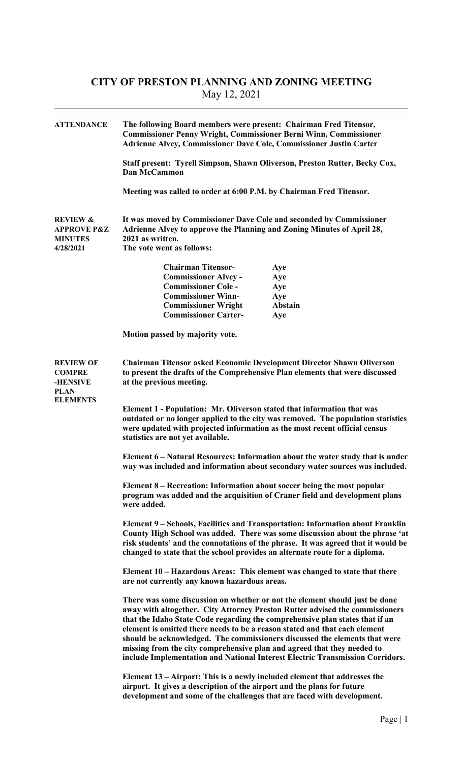# CITY OF PRESTON PLANNING AND ZONING MEETING

May 12, 2021

**ATTENDANCE**

**The following Board members were present: Chairman Fred Titensor, Commissioner Penny Wright, Commissioner Berni Winn, Commissioner Adrienne Alvey, Commissioner Dave Cole, Commissioner Justin Carter**

**Staff present: Tyrell Simpson, Shawn Oliverson, Preston Rutter, Becky Cox, Dan McCammon**

**Meeting was called to order at 6:00 P.M. by Chairman Fred Titensor.**

**REVIEW & APPROVE P&Z MINUTES 4/28/2021**

**It was moved by Commissioner Dave Cole and seconded by Commissioner Adrienne Alvey to approve the Planning and Zoning Minutes of April 28, 2021 as written.**
**The vote went as follows:**

| | |
|---|---|
| **Chairman Titensor-** | **Aye** |
| **Commissioner Alvey -** | **Aye** |
| **Commissioner Cole -** | **Aye** |
| **Commissioner Winn-** | **Aye** |
| **Commissioner Wright** | **Abstain** |
| **Commissioner Carter-** | **Aye** |

**Motion passed by majority vote.**

**REVIEW OF COMPRE-HENSIVE PLAN ELEMENTS**

**Chairman Titensor asked Economic Development Director Shawn Oliverson to present the drafts of the Comprehensive Plan elements that were discussed at the previous meeting.**

**Element 1 - Population: Mr. Oliverson stated that information that was outdated or no longer applied to the city was removed. The population statistics were updated with projected information as the most recent official census statistics are not yet available.**

**Element 6 – Natural Resources: Information about the water study that is under way was included and information about secondary water sources was included.**

**Element 8 – Recreation: Information about soccer being the most popular program was added and the acquisition of Craner field and development plans were added.**

**Element 9 – Schools, Facilities and Transportation: Information about Franklin County High School was added. There was some discussion about the phrase 'at risk students' and the connotations of the phrase. It was agreed that it would be changed to state that the school provides an alternate route for a diploma.**

**Element 10 – Hazardous Areas: This element was changed to state that there are not currently any known hazardous areas.**

**There was some discussion on whether or not the element should just be done away with altogether. City Attorney Preston Rutter advised the commissioners that the Idaho State Code regarding the comprehensive plan states that if an element is omitted there needs to be a reason stated and that each element should be acknowledged. The commissioners discussed the elements that were missing from the city comprehensive plan and agreed that they needed to include Implementation and National Interest Electric Transmission Corridors.**

**Element 13 – Airport: This is a newly included element that addresses the airport. It gives a description of the airport and the plans for future development and some of the challenges that are faced with development.**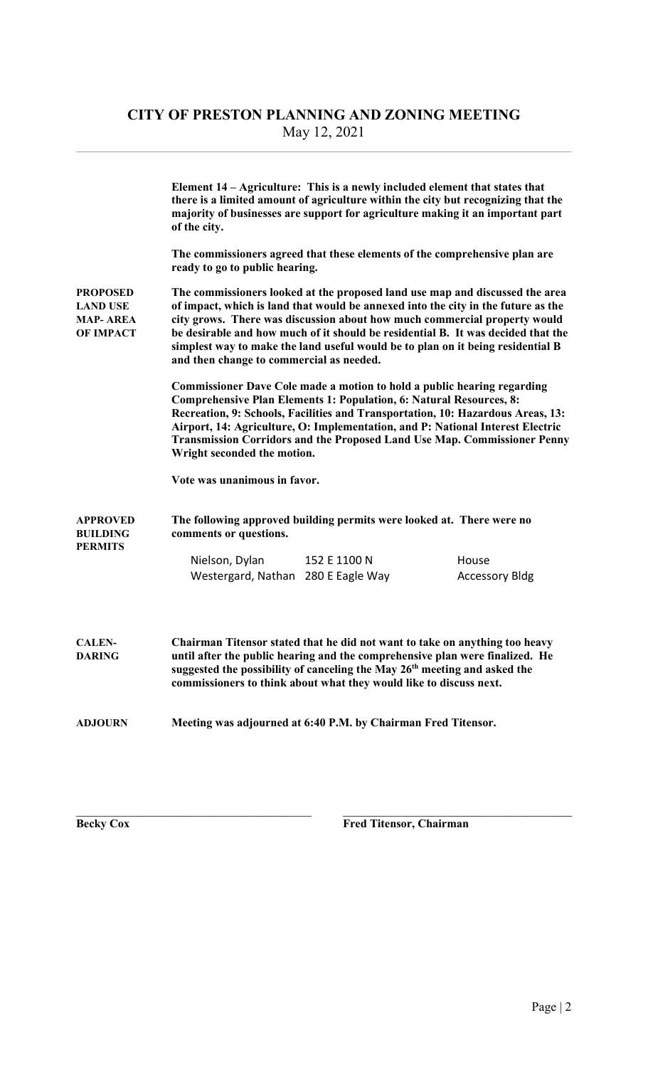**Element 14 – Agriculture: This is a newly included element that states that there is a limited amount of agriculture within the city but recognizing that the majority of businesses are support for agriculture making it an important part of the city.**

**The commissioners agreed that these elements of the comprehensive plan are ready to go to public hearing.**

**PROPOSED LAND USE MAP- AREA OF IMPACT**

**The commissioners looked at the proposed land use map and discussed the area of impact, which is land that would be annexed into the city in the future as the city grows. There was discussion about how much commercial property would be desirable and how much of it should be residential B. It was decided that the simplest way to make the land useful would be to plan on it being residential B and then change to commercial as needed.**

**Commissioner Dave Cole made a motion to hold a public hearing regarding Comprehensive Plan Elements 1: Population, 6: Natural Resources, 8: Recreation, 9: Schools, Facilities and Transportation, 10: Hazardous Areas, 13: Airport, 14: Agriculture, O: Implementation, and P: National Interest Electric Transmission Corridors and the Proposed Land Use Map. Commissioner Penny Wright seconded the motion.**

**Vote was unanimous in favor.**

**APPROVED BUILDING PERMITS**

**The following approved building permits were looked at. There were no comments or questions.**

| | | |
|---|---|---|
| Nielson, Dylan | 152 E 1100 N | House |
| Westergard, Nathan | 280 E Eagle Way | Accessory Bldg |

**CALENDARING**

**Chairman Titensor stated that he did not want to take on anything too heavy until after the public hearing and the comprehensive plan were finalized. He suggested the possibility of canceling the May 26th meeting and asked the commissioners to think about what they would like to discuss next.**

**ADJOURN**

**Meeting was adjourned at 6:40 P.M. by Chairman Fred Titensor.**

\_\_\_\_\_\_\_\_\_\_\_\_\_\_\_\_\_\_\_\_\_\_\_\_\_\_\_\_\_\_\_\_\_\_\_\_\_\_
**Becky Cox**

\_\_\_\_\_\_\_\_\_\_\_\_\_\_\_\_\_\_\_\_\_\_\_\_\_\_\_\_\_\_\_\_\_\_\_\_\_\_
**Fred Titensor, Chairman**